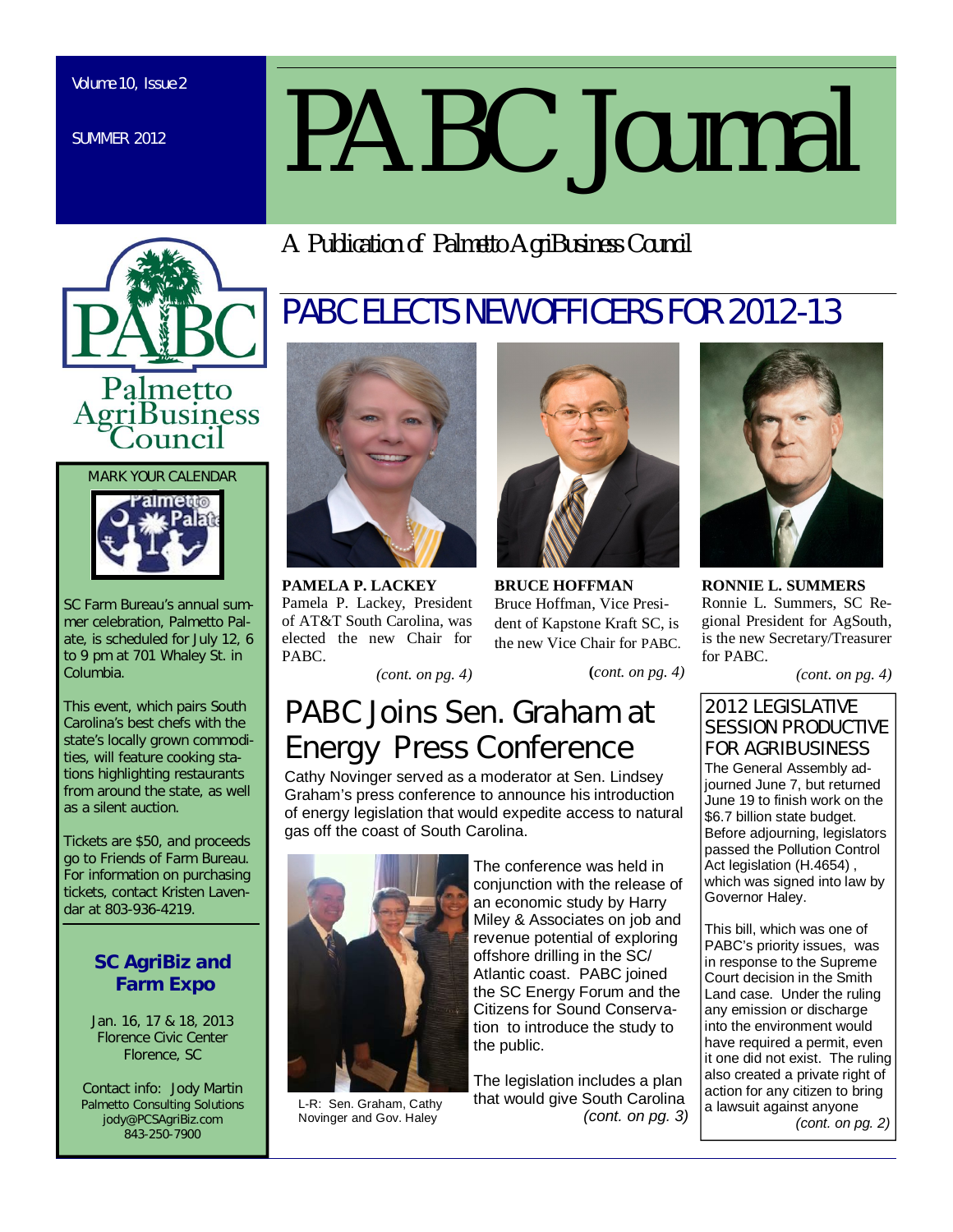# PABC Journal

Volume 10, Issue 2

SUMMER 2012

*A Publication of Palmetto AgriBusiness Council*

## PABC ELECTS NEW OFFICERS FOR 2012-13

**PAMELA P. LACKEY**
Pamela P. Lackey, President of AT&T South Carolina, was elected the new Chair for PABC.

*(cont. on pg. 4)*

**BRUCE HOFFMAN**
Bruce Hoffman, Vice President of Kapstone Kraft SC, is the new Vice Chair for PABC.

*(cont. on pg. 4)*

**RONNIE L. SUMMERS**
Ronnie L. Summers, SC Regional President for AgSouth, is the new Secretary/Treasurer for PABC.

*(cont. on pg. 4)*

## PABC Joins Sen. Graham at Energy Press Conference

Cathy Novinger served as a moderator at Sen. Lindsey Graham's press conference to announce his introduction of energy legislation that would expedite access to natural gas off the coast of South Carolina.

L-R: Sen. Graham, Cathy Novinger and Gov. Haley

The conference was held in conjunction with the release of an economic study by Harry Miley & Associates on job and revenue potential of exploring offshore drilling in the SC/ Atlantic coast. PABC joined the SC Energy Forum and the Citizens for Sound Conservation to introduce the study to the public.

The legislation includes a plan that would give South Carolina *(cont. on pg. 3)*

## 2012 LEGISLATIVE SESSION PRODUCTIVE FOR AGRIBUSINESS

The General Assembly adjourned June 7, but returned June 19 to finish work on the $6.7 billion state budget. Before adjourning, legislators passed the Pollution Control Act legislation (H.4654), which was signed into law by Governor Haley.

This bill, which was one of PABC's priority issues, was in response to the Supreme Court decision in the Smith Land case. Under the ruling any emission or discharge into the environment would have required a permit, even it one did not exist. The ruling also created a private right of action for any citizen to bring a lawsuit against anyone *(cont. on pg. 2)*

---

MARK YOUR CALENDAR

SC Farm Bureau's annual summer celebration, Palmetto Palate, is scheduled for July 12, 6 to 9 pm at 701 Whaley St. in Columbia.

This event, which pairs South Carolina's best chefs with the state's locally grown commodities, will feature cooking stations highlighting restaurants from around the state, as well as a silent auction.

Tickets are $50, and proceeds go to Friends of Farm Bureau. For information on purchasing tickets, contact Kristen Lavendar at 803-936-4219.

### SC AgriBiz and Farm Expo

Jan. 16, 17 & 18, 2013
Florence Civic Center
Florence, SC

Contact info: Jody Martin
Palmetto Consulting Solutions
jody@PCSAgriBiz.com
843-250-7900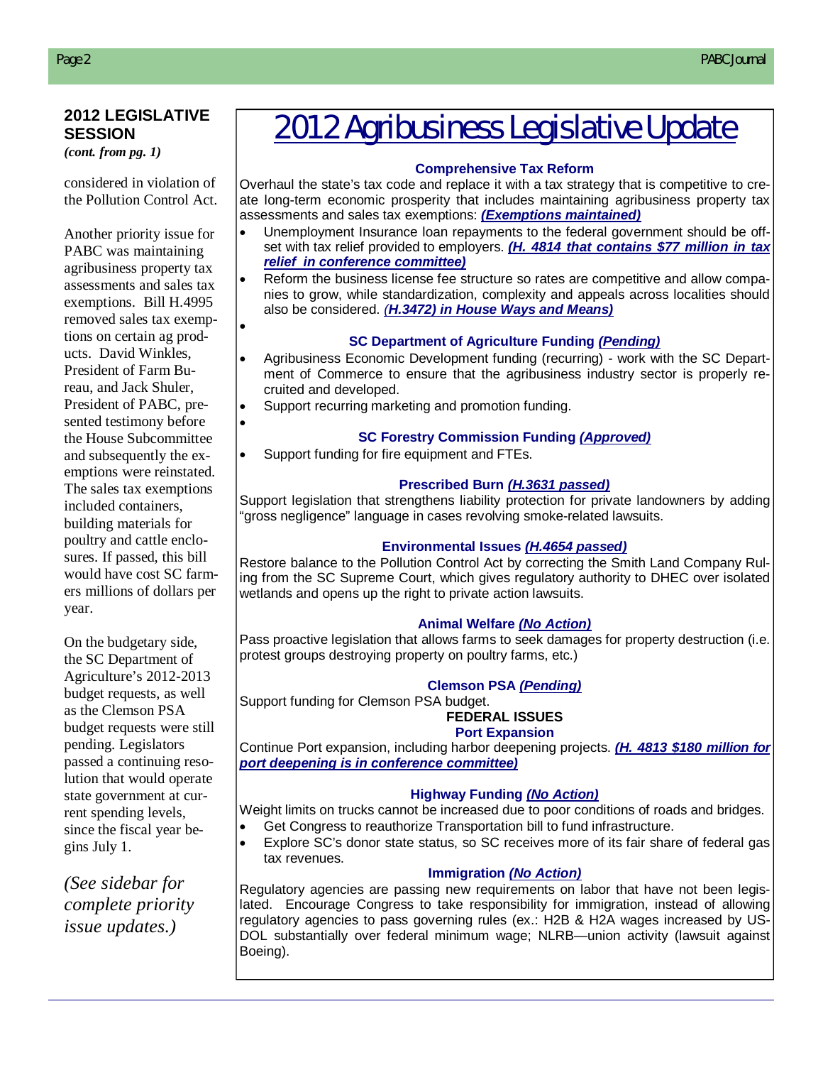## 2012 LEGISLATIVE SESSION

*(cont. from pg. 1)*

considered in violation of the Pollution Control Act.

Another priority issue for PABC was maintaining agribusiness property tax assessments and sales tax exemptions. Bill H.4995 removed sales tax exemptions on certain ag products. David Winkles, President of Farm Bureau, and Jack Shuler, President of PABC, presented testimony before the House Subcommittee and subsequently the exemptions were reinstated. The sales tax exemptions included containers, building materials for poultry and cattle enclosures. If passed, this bill would have cost SC farmers millions of dollars per year.

On the budgetary side, the SC Department of Agriculture's 2012-2013 budget requests, as well as the Clemson PSA budget requests were still pending. Legislators passed a continuing resolution that would operate state government at current spending levels, since the fiscal year begins July 1.

*(See sidebar for complete priority issue updates.)*

# 2012 Agribusiness Legislative Update

### Comprehensive Tax Reform

Overhaul the state's tax code and replace it with a tax strategy that is competitive to create long-term economic prosperity that includes maintaining agribusiness property tax assessments and sales tax exemptions: ***(Exemptions maintained)***

- Unemployment Insurance loan repayments to the federal government should be offset with tax relief provided to employers. ***(H. 4814 that contains $77 million in tax relief in conference committee)***
- Reform the business license fee structure so rates are competitive and allow companies to grow, while standardization, complexity and appeals across localities should also be considered. ***(H.3472) in House Ways and Means)***

### SC Department of Agriculture Funding *(Pending)*

- Agribusiness Economic Development funding (recurring) - work with the SC Department of Commerce to ensure that the agribusiness industry sector is properly recruited and developed.
- Support recurring marketing and promotion funding.

### SC Forestry Commission Funding *(Approved)*

- Support funding for fire equipment and FTEs.

### Prescribed Burn *(H.3631 passed)*

Support legislation that strengthens liability protection for private landowners by adding "gross negligence" language in cases revolving smoke-related lawsuits.

### Environmental Issues *(H.4654 passed)*

Restore balance to the Pollution Control Act by correcting the Smith Land Company Ruling from the SC Supreme Court, which gives regulatory authority to DHEC over isolated wetlands and opens up the right to private action lawsuits.

### Animal Welfare *(No Action)*

Pass proactive legislation that allows farms to seek damages for property destruction (i.e. protest groups destroying property on poultry farms, etc.)

### Clemson PSA *(Pending)*

Support funding for Clemson PSA budget.

## FEDERAL ISSUES

### Port Expansion

Continue Port expansion, including harbor deepening projects. ***(H. 4813 $180 million for port deepening is in conference committee)***

### Highway Funding *(No Action)*

Weight limits on trucks cannot be increased due to poor conditions of roads and bridges.

- Get Congress to reauthorize Transportation bill to fund infrastructure.
- Explore SC's donor state status, so SC receives more of its fair share of federal gas tax revenues.

### Immigration *(No Action)*

Regulatory agencies are passing new requirements on labor that have not been legislated. Encourage Congress to take responsibility for immigration, instead of allowing regulatory agencies to pass governing rules (ex.: H2B & H2A wages increased by USDOL substantially over federal minimum wage; NLRB—union activity (lawsuit against Boeing).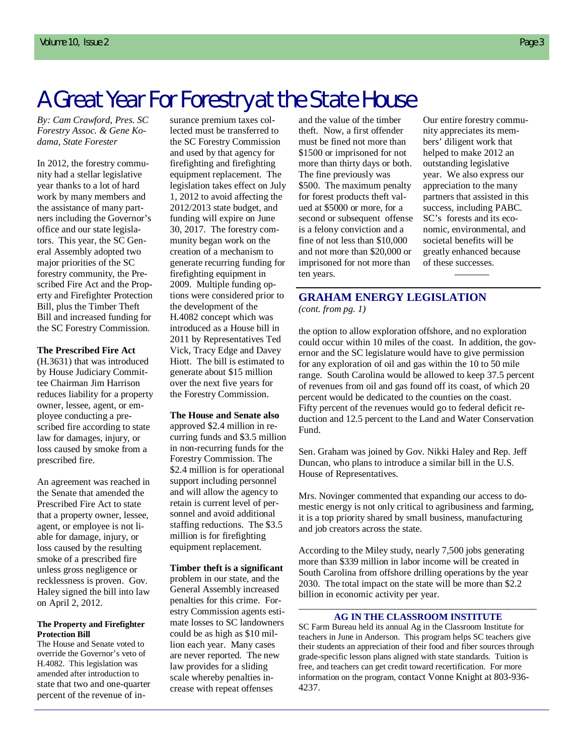# A Great Year For Forestry at the State House

*By: Cam Crawford, Pres. SC Forestry Assoc. & Gene Kodama, State Forester*

In 2012, the forestry community had a stellar legislative year thanks to a lot of hard work by many members and the assistance of many partners including the Governor's office and our state legislators. This year, the SC General Assembly adopted two major priorities of the SC forestry community, the Prescribed Fire Act and the Property and Firefighter Protection Bill, plus the Timber Theft Bill and increased funding for the SC Forestry Commission.

**The Prescribed Fire Act** (H.3631) that was introduced by House Judiciary Committee Chairman Jim Harrison reduces liability for a property owner, lessee, agent, or employee conducting a prescribed fire according to state law for damages, injury, or loss caused by smoke from a prescribed fire.

An agreement was reached in the Senate that amended the Prescribed Fire Act to state that a property owner, lessee, agent, or employee is not liable for damage, injury, or loss caused by the resulting smoke of a prescribed fire unless gross negligence or recklessness is proven. Gov. Haley signed the bill into law on April 2, 2012.

**The Property and Firefighter Protection Bill**

The House and Senate voted to override the Governor's veto of H.4082. This legislation was amended after introduction to state that two and one-quarter percent of the revenue of insurance premium taxes collected must be transferred to the SC Forestry Commission and used by that agency for firefighting and firefighting equipment replacement. The legislation takes effect on July 1, 2012 to avoid affecting the 2012/2013 state budget, and funding will expire on June 30, 2017. The forestry community began work on the creation of a mechanism to generate recurring funding for firefighting equipment in 2009. Multiple funding options were considered prior to the development of the H.4082 concept which was introduced as a House bill in 2011 by Representatives Ted Vick, Tracy Edge and Davey Hiott. The bill is estimated to generate about $15 million over the next five years for the Forestry Commission.

**The House and Senate also** approved $2.4 million in recurring funds and $3.5 million in non-recurring funds for the Forestry Commission. The $2.4 million is for operational support including personnel and will allow the agency to retain is current level of personnel and avoid additional staffing reductions. The $3.5 million is for firefighting equipment replacement.

**Timber theft is a significant** problem in our state, and the General Assembly increased penalties for this crime. Forestry Commission agents estimate losses to SC landowners could be as high as $10 million each year. Many cases are never reported. The new law provides for a sliding scale whereby penalties increase with repeat offenses and the value of the timber theft. Now, a first offender must be fined not more than $1500 or imprisoned for not more than thirty days or both. The fine previously was $500. The maximum penalty for forest products theft valued at $5000 or more, for a second or subsequent offense is a felony conviction and a fine of not less than $10,000 and not more than $20,000 or imprisoned for not more than ten years.

Our entire forestry community appreciates its members' diligent work that helped to make 2012 an outstanding legislative year. We also express our appreciation to the many partners that assisted in this success, including PABC. SC's forests and its economic, environmental, and societal benefits will be greatly enhanced because of these successes.

## GRAHAM ENERGY LEGISLATION

*(cont. from pg. 1)*

the option to allow exploration offshore, and no exploration could occur within 10 miles of the coast. In addition, the governor and the SC legislature would have to give permission for any exploration of oil and gas within the 10 to 50 mile range. South Carolina would be allowed to keep 37.5 percent of revenues from oil and gas found off its coast, of which 20 percent would be dedicated to the counties on the coast. Fifty percent of the revenues would go to federal deficit reduction and 12.5 percent to the Land and Water Conservation Fund.

Sen. Graham was joined by Gov. Nikki Haley and Rep. Jeff Duncan, who plans to introduce a similar bill in the U.S. House of Representatives.

Mrs. Novinger commented that expanding our access to domestic energy is not only critical to agribusiness and farming, it is a top priority shared by small business, manufacturing and job creators across the state.

According to the Miley study, nearly 7,500 jobs generating more than $339 million in labor income will be created in South Carolina from offshore drilling operations by the year 2030. The total impact on the state will be more than $2.2 billion in economic activity per year.

## AG IN THE CLASSROOM INSTITUTE

SC Farm Bureau held its annual Ag in the Classroom Institute for teachers in June in Anderson. This program helps SC teachers give their students an appreciation of their food and fiber sources through grade-specific lesson plans aligned with state standards. Tuition is free, and teachers can get credit toward recertification. For more information on the program, contact Vonne Knight at 803-936-4237.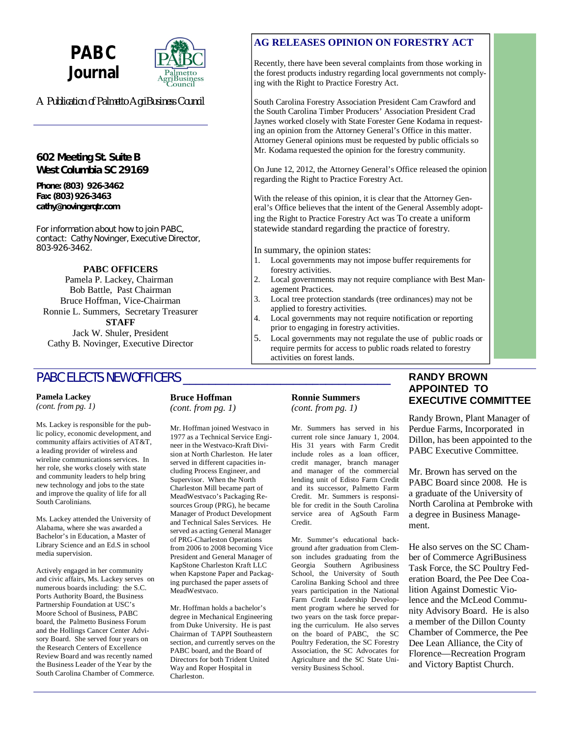# PABC Journal

A Publication of Palmetto AgriBusiness Council

**602 Meeting St. Suite B**
**West Columbia SC 29169**

**Phone: (803) 926-3462**
**Fax: (803) 926-3463**
**cathy@novingerqtr.com**

For information about how to join PABC, contact: Cathy Novinger, Executive Director, 803-926-3462.

**PABC OFFICERS**

Pamela P. Lackey, Chairman
Bob Battle, Past Chairman
Bruce Hoffman, Vice-Chairman
Ronnie L. Summers, Secretary Treasurer

**STAFF**

Jack W. Shuler, President
Cathy B. Novinger, Executive Director

## AG RELEASES OPINION ON FORESTRY ACT

Recently, there have been several complaints from those working in the forest products industry regarding local governments not complying with the Right to Practice Forestry Act.

South Carolina Forestry Association President Cam Crawford and the South Carolina Timber Producers' Association President Crad Jaynes worked closely with State Forester Gene Kodama in requesting an opinion from the Attorney General's Office in this matter. Attorney General opinions must be requested by public officials so Mr. Kodama requested the opinion for the forestry community.

On June 12, 2012, the Attorney General's Office released the opinion regarding the Right to Practice Forestry Act.

With the release of this opinion, it is clear that the Attorney General's Office believes that the intent of the General Assembly adopting the Right to Practice Forestry Act was To create a uniform statewide standard regarding the practice of forestry.

In summary, the opinion states:

1. Local governments may not impose buffer requirements for forestry activities.
2. Local governments may not require compliance with Best Management Practices.
3. Local tree protection standards (tree ordinances) may not be applied to forestry activities.
4. Local governments may not require notification or reporting prior to engaging in forestry activities.
5. Local governments may not regulate the use of public roads or require permits for access to public roads related to forestry activities on forest lands.

## PABC ELECTS NEW OFFICERS

### Pamela Lackey

*(cont. from pg. 1)*

Ms. Lackey is responsible for the public policy, economic development, and community affairs activities of AT&T, a leading provider of wireless and wireline communications services. In her role, she works closely with state and community leaders to help bring new technology and jobs to the state and improve the quality of life for all South Carolinians.

Ms. Lackey attended the University of Alabama, where she was awarded a Bachelor's in Education, a Master of Library Science and an Ed.S in school media supervision.

Actively engaged in her community and civic affairs, Ms. Lackey serves on numerous boards including: the S.C. Ports Authority Board, the Business Partnership Foundation at USC's Moore School of Business, PABC board, the Palmetto Business Forum and the Hollings Cancer Center Advisory Board. She served four years on the Research Centers of Excellence Review Board and was recently named the Business Leader of the Year by the South Carolina Chamber of Commerce.

### Bruce Hoffman

*(cont. from pg. 1)*

Mr. Hoffman joined Westvaco in 1977 as a Technical Service Engineer in the Westvaco-Kraft Division at North Charleston. He later served in different capacities including Process Engineer, and Supervisor. When the North Charleston Mill became part of MeadWestvaco's Packaging Resources Group (PRG), he became Manager of Product Development and Technical Sales Services. He served as acting General Manager of PRG-Charleston Operations from 2006 to 2008 becoming Vice President and General Manager of KapStone Charleston Kraft LLC when Kapstone Paper and Packaging purchased the paper assets of MeadWestvaco.

Mr. Hoffman holds a bachelor's degree in Mechanical Engineering from Duke University. He is past Chairman of TAPPI Southeastern section, and currently serves on the PABC board, and the Board of Directors for both Trident United Way and Roper Hospital in Charleston.

### Ronnie Summers

*(cont. from pg. 1)*

Mr. Summers has served in his current role since January 1, 2004. His 31 years with Farm Credit include roles as a loan officer, credit manager, branch manager and manager of the commercial lending unit of Edisto Farm Credit and its successor, Palmetto Farm Credit. Mr. Summers is responsible for credit in the South Carolina service area of AgSouth Farm Credit.

Mr. Summer's educational background after graduation from Clemson includes graduating from the Georgia Southern Agribusiness School, the University of South Carolina Banking School and three years participation in the National Farm Credit Leadership Development program where he served for two years on the task force preparing the curriculum. He also serves on the board of PABC, the SC Poultry Federation, the SC Forestry Association, the SC Advocates for Agriculture and the SC State University Business School.

## RANDY BROWN APPOINTED TO EXECUTIVE COMMITTEE

Randy Brown, Plant Manager of Perdue Farms, Incorporated in Dillon, has been appointed to the PABC Executive Committee.

Mr. Brown has served on the PABC Board since 2008. He is a graduate of the University of North Carolina at Pembroke with a degree in Business Management.

He also serves on the SC Chamber of Commerce AgriBusiness Task Force, the SC Poultry Federation Board, the Pee Dee Coalition Against Domestic Violence and the McLeod Community Advisory Board. He is also a member of the Dillon County Chamber of Commerce, the Pee Dee Lean Alliance, the City of Florence—Recreation Program and Victory Baptist Church.